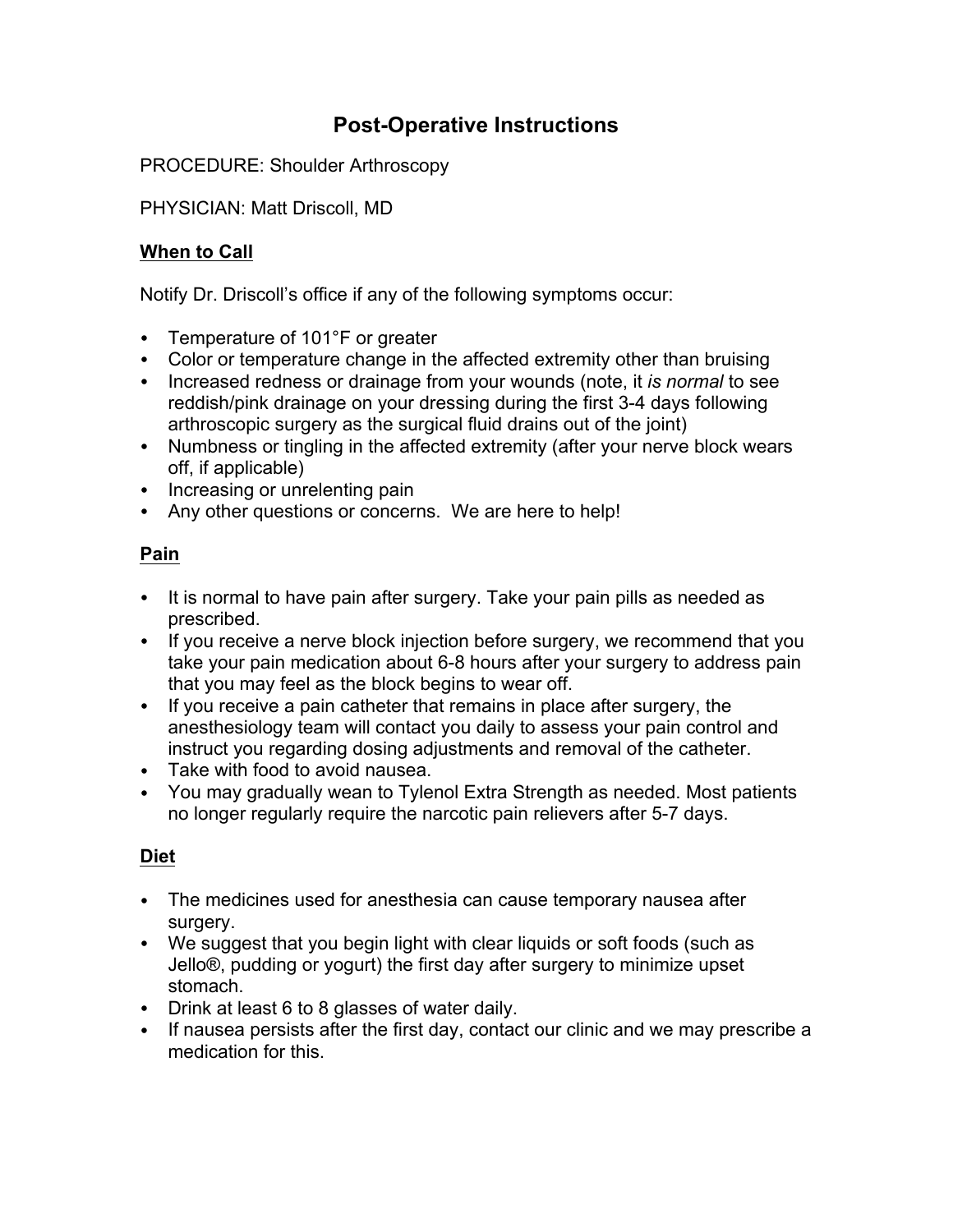# Post-Operative Instructions

PROCEDURE: Shoulder Arthroscopy

PHYSICIAN: Matt Driscoll, MD

## When to Call

Notify Dr. Driscoll's office if any of the following symptoms occur:

- Temperature of 101°F or greater
- Color or temperature change in the affected extremity other than bruising
- Increased redness or drainage from your wounds (note, it *is normal* to see reddish/pink drainage on your dressing during the first 3-4 days following arthroscopic surgery as the surgical fluid drains out of the joint)
- Numbness or tingling in the affected extremity (after your nerve block wears off, if applicable)
- Increasing or unrelenting pain
- Any other questions or concerns. We are here to help!

## Pain

- It is normal to have pain after surgery. Take your pain pills as needed as prescribed.
- If you receive a nerve block injection before surgery, we recommend that you take your pain medication about 6-8 hours after your surgery to address pain that you may feel as the block begins to wear off.
- If you receive a pain catheter that remains in place after surgery, the anesthesiology team will contact you daily to assess your pain control and instruct you regarding dosing adjustments and removal of the catheter.
- Take with food to avoid nausea.
- You may gradually wean to Tylenol Extra Strength as needed. Most patients no longer regularly require the narcotic pain relievers after 5-7 days.

## Diet

- The medicines used for anesthesia can cause temporary nausea after surgery.
- We suggest that you begin light with clear liquids or soft foods (such as Jello®, pudding or yogurt) the first day after surgery to minimize upset stomach.
- Drink at least 6 to 8 glasses of water daily.
- If nausea persists after the first day, contact our clinic and we may prescribe a medication for this.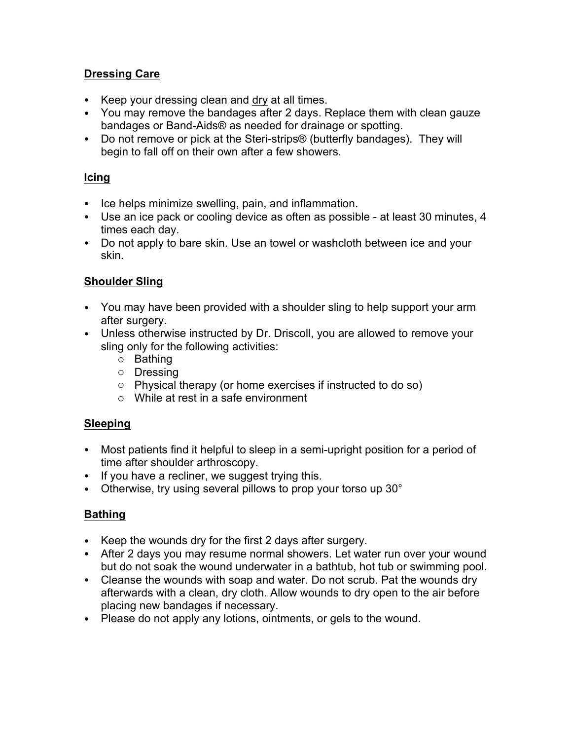## Dressing Care

- Keep your dressing clean and dry at all times.
- You may remove the bandages after 2 days. Replace them with clean gauze bandages or Band-Aids® as needed for drainage or spotting.
- Do not remove or pick at the Steri-strips® (butterfly bandages). They will begin to fall off on their own after a few showers.

## Icing

- Ice helps minimize swelling, pain, and inflammation.
- Use an ice pack or cooling device as often as possible - at least 30 minutes, 4 times each day.
- Do not apply to bare skin. Use an towel or washcloth between ice and your skin.

## Shoulder Sling

- You may have been provided with a shoulder sling to help support your arm after surgery.
- Unless otherwise instructed by Dr. Driscoll, you are allowed to remove your sling only for the following activities:
    - Bathing
    - Dressing
    - Physical therapy (or home exercises if instructed to do so)
    - While at rest in a safe environment

## Sleeping

- Most patients find it helpful to sleep in a semi-upright position for a period of time after shoulder arthroscopy.
- If you have a recliner, we suggest trying this.
- Otherwise, try using several pillows to prop your torso up 30°

## Bathing

- Keep the wounds dry for the first 2 days after surgery.
- After 2 days you may resume normal showers. Let water run over your wound but do not soak the wound underwater in a bathtub, hot tub or swimming pool.
- Cleanse the wounds with soap and water. Do not scrub. Pat the wounds dry afterwards with a clean, dry cloth. Allow wounds to dry open to the air before placing new bandages if necessary.
- Please do not apply any lotions, ointments, or gels to the wound.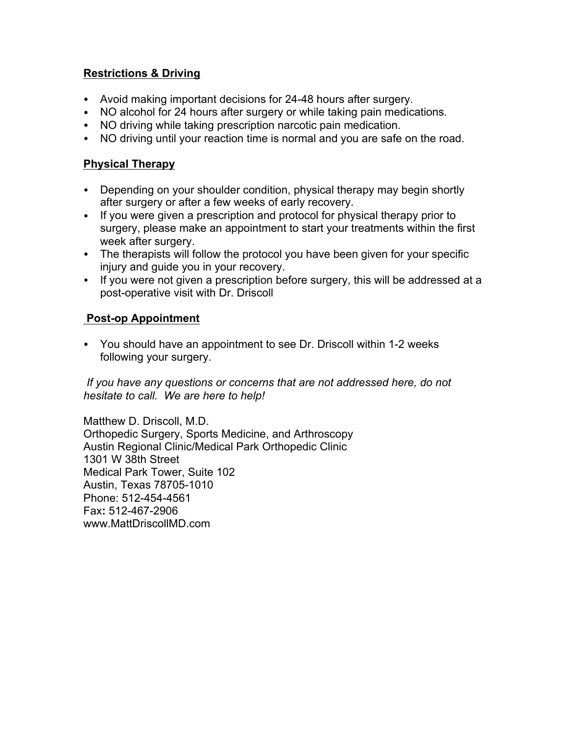## Restrictions & Driving

- Avoid making important decisions for 24-48 hours after surgery.
- NO alcohol for 24 hours after surgery or while taking pain medications.
- NO driving while taking prescription narcotic pain medication.
- NO driving until your reaction time is normal and you are safe on the road.

## Physical Therapy

- Depending on your shoulder condition, physical therapy may begin shortly after surgery or after a few weeks of early recovery.
- If you were given a prescription and protocol for physical therapy prior to surgery, please make an appointment to start your treatments within the first week after surgery.
- The therapists will follow the protocol you have been given for your specific injury and guide you in your recovery.
- If you were not given a prescription before surgery, this will be addressed at a post-operative visit with Dr. Driscoll

## Post-op Appointment

- You should have an appointment to see Dr. Driscoll within 1-2 weeks following your surgery.

*If you have any questions or concerns that are not addressed here, do not hesitate to call. We are here to help!*

Matthew D. Driscoll, M.D.
Orthopedic Surgery, Sports Medicine, and Arthroscopy
Austin Regional Clinic/Medical Park Orthopedic Clinic
1301 W 38th Street
Medical Park Tower, Suite 102
Austin, Texas 78705-1010
Phone: 512-454-4561
Fax**:** 512-467-2906
www.MattDriscollMD.com